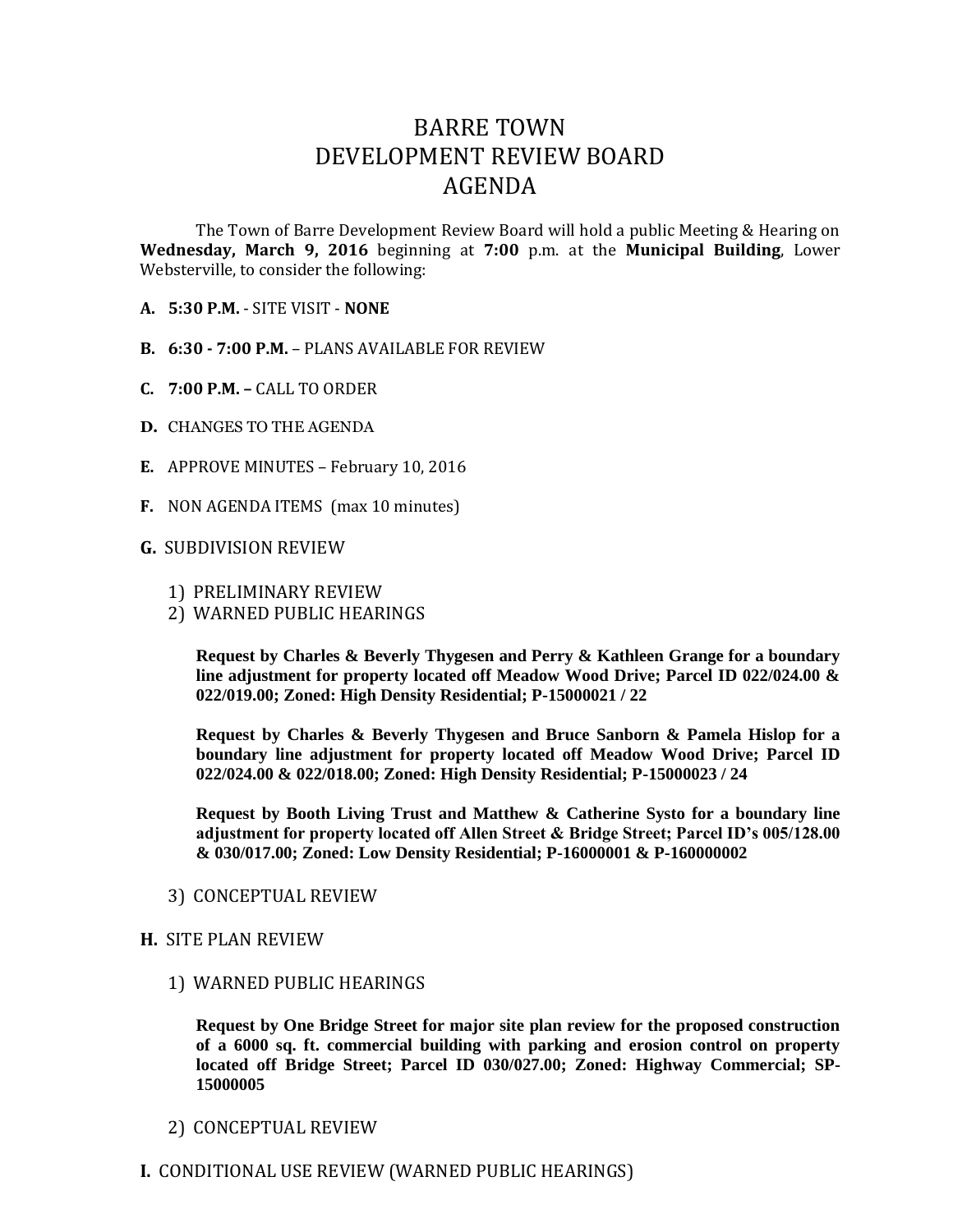# BARRE TOWN
# DEVELOPMENT REVIEW BOARD
# AGENDA

The Town of Barre Development Review Board will hold a public Meeting & Hearing on **Wednesday, March 9, 2016** beginning at **7:00** p.m. at the **Municipal Building**, Lower Websterville, to consider the following:

**A. 5:30 P.M.** - SITE VISIT - **NONE**

**B. 6:30 - 7:00 P.M.** – PLANS AVAILABLE FOR REVIEW

**C. 7:00 P.M. –** CALL TO ORDER

**D.** CHANGES TO THE AGENDA

**E.** APPROVE MINUTES – February 10, 2016

**F.** NON AGENDA ITEMS (max 10 minutes)

**G.** SUBDIVISION REVIEW

1) PRELIMINARY REVIEW
2) WARNED PUBLIC HEARINGS

    **Request by Charles & Beverly Thygesen and Perry & Kathleen Grange for a boundary line adjustment for property located off Meadow Wood Drive; Parcel ID 022/024.00 & 022/019.00; Zoned: High Density Residential; P-15000021 / 22**

    **Request by Charles & Beverly Thygesen and Bruce Sanborn & Pamela Hislop for a boundary line adjustment for property located off Meadow Wood Drive; Parcel ID 022/024.00 & 022/018.00; Zoned: High Density Residential; P-15000023 / 24**

    **Request by Booth Living Trust and Matthew & Catherine Systo for a boundary line adjustment for property located off Allen Street & Bridge Street; Parcel ID's 005/128.00 & 030/017.00; Zoned: Low Density Residential; P-16000001 & P-160000002**

3) CONCEPTUAL REVIEW

**H.** SITE PLAN REVIEW

1) WARNED PUBLIC HEARINGS

    **Request by One Bridge Street for major site plan review for the proposed construction of a 6000 sq. ft. commercial building with parking and erosion control on property located off Bridge Street; Parcel ID 030/027.00; Zoned: Highway Commercial; SP-15000005**

2) CONCEPTUAL REVIEW

**I.** CONDITIONAL USE REVIEW (WARNED PUBLIC HEARINGS)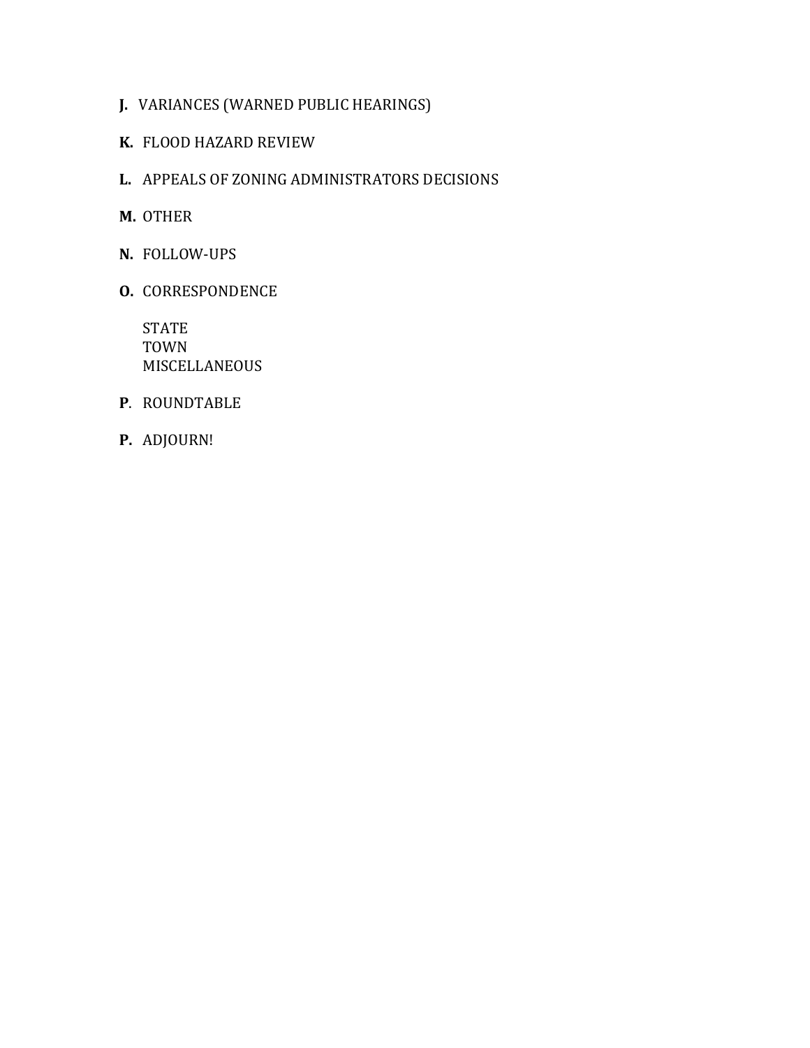**J.** VARIANCES (WARNED PUBLIC HEARINGS)

**K.** FLOOD HAZARD REVIEW

**L.** APPEALS OF ZONING ADMINISTRATORS DECISIONS

**M.** OTHER

**N.** FOLLOW-UPS

**O.** CORRESPONDENCE

STATE
TOWN
MISCELLANEOUS

**P**. ROUNDTABLE

**P.** ADJOURN!